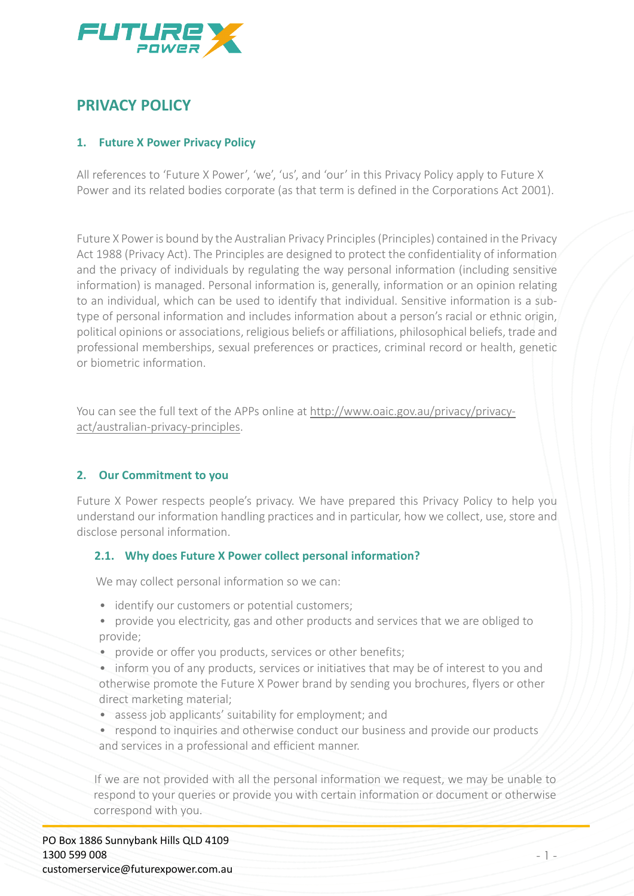# PRIVACY POLICY

## 1. Future X Power Privacy Policy

All references to 'Future X Power', 'we', 'us', and 'our' in this Privacy Policy apply to Future X Power and its related bodies corporate (as that term is defined in the Corporations Act 2001).

Future X Power is bound by the Australian Privacy Principles (Principles) contained in the Privacy Act 1988 (Privacy Act). The Principles are designed to protect the confidentiality of information and the privacy of individuals by regulating the way personal information (including sensitive information) is managed. Personal information is, generally, information or an opinion relating to an individual, which can be used to identify that individual. Sensitive information is a sub-type of personal information and includes information about a person's racial or ethnic origin, political opinions or associations, religious beliefs or affiliations, philosophical beliefs, trade and professional memberships, sexual preferences or practices, criminal record or health, genetic or biometric information.

You can see the full text of the APPs online at http://www.oaic.gov.au/privacy/privacy-act/australian-privacy-principles.

## 2. Our Commitment to you

Future X Power respects people's privacy. We have prepared this Privacy Policy to help you understand our information handling practices and in particular, how we collect, use, store and disclose personal information.

### 2.1. Why does Future X Power collect personal information?

We may collect personal information so we can:

- identify our customers or potential customers;
- provide you electricity, gas and other products and services that we are obliged to provide;
- provide or offer you products, services or other benefits;
- inform you of any products, services or initiatives that may be of interest to you and otherwise promote the Future X Power brand by sending you brochures, flyers or other direct marketing material;
- assess job applicants' suitability for employment; and
- respond to inquiries and otherwise conduct our business and provide our products and services in a professional and efficient manner.

If we are not provided with all the personal information we request, we may be unable to respond to your queries or provide you with certain information or document or otherwise correspond with you.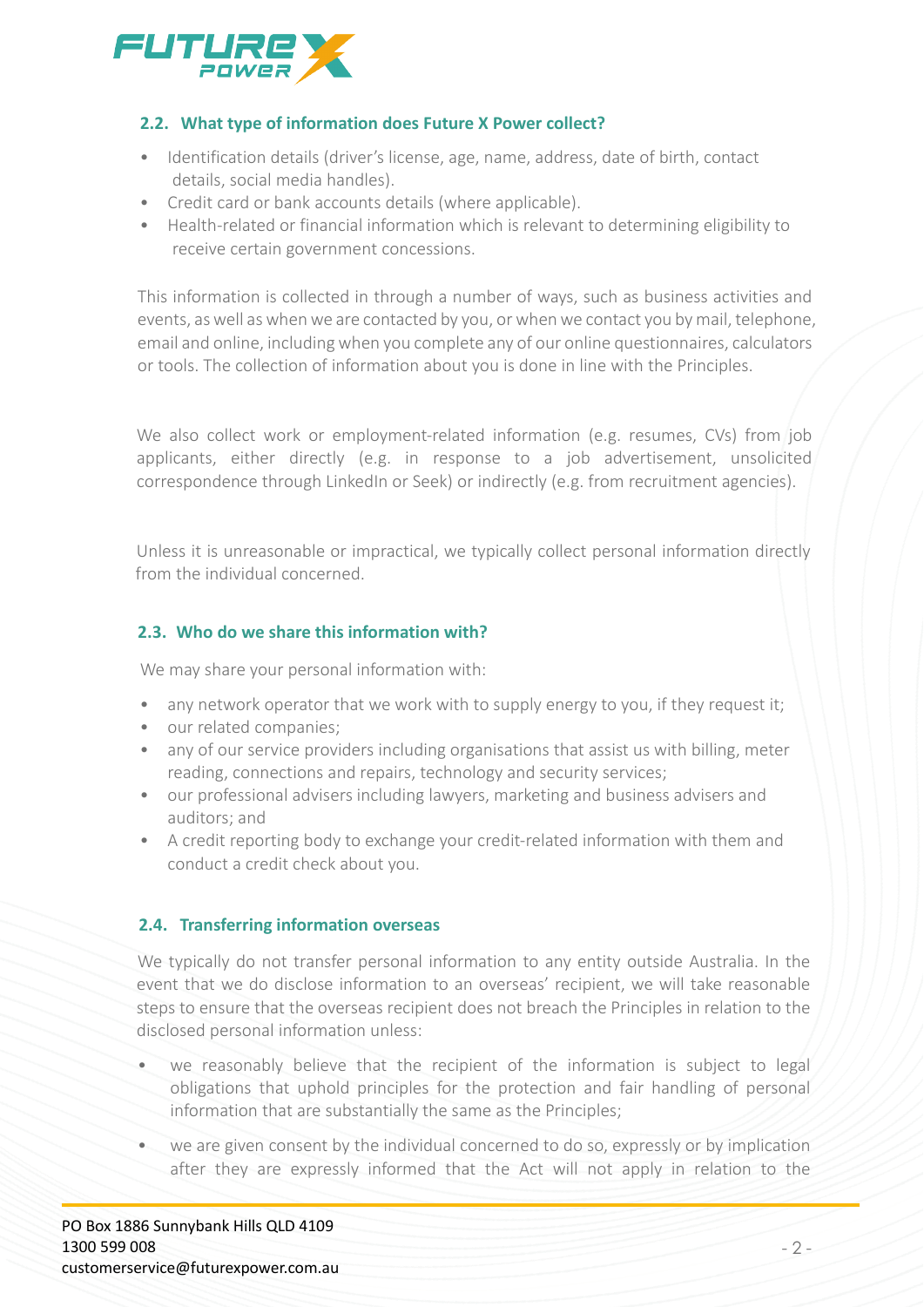### 2.2. What type of information does Future X Power collect?

- Identification details (driver's license, age, name, address, date of birth, contact details, social media handles).
- Credit card or bank accounts details (where applicable).
- Health-related or financial information which is relevant to determining eligibility to receive certain government concessions.

This information is collected in through a number of ways, such as business activities and events, as well as when we are contacted by you, or when we contact you by mail, telephone, email and online, including when you complete any of our online questionnaires, calculators or tools. The collection of information about you is done in line with the Principles.

We also collect work or employment-related information (e.g. resumes, CVs) from job applicants, either directly (e.g. in response to a job advertisement, unsolicited correspondence through LinkedIn or Seek) or indirectly (e.g. from recruitment agencies).

Unless it is unreasonable or impractical, we typically collect personal information directly from the individual concerned.

### 2.3. Who do we share this information with?

We may share your personal information with:

- any network operator that we work with to supply energy to you, if they request it;
- our related companies;
- any of our service providers including organisations that assist us with billing, meter reading, connections and repairs, technology and security services;
- our professional advisers including lawyers, marketing and business advisers and auditors; and
- A credit reporting body to exchange your credit-related information with them and conduct a credit check about you.

### 2.4. Transferring information overseas

We typically do not transfer personal information to any entity outside Australia. In the event that we do disclose information to an overseas' recipient, we will take reasonable steps to ensure that the overseas recipient does not breach the Principles in relation to the disclosed personal information unless:

- we reasonably believe that the recipient of the information is subject to legal obligations that uphold principles for the protection and fair handling of personal information that are substantially the same as the Principles;
- we are given consent by the individual concerned to do so, expressly or by implication after they are expressly informed that the Act will not apply in relation to the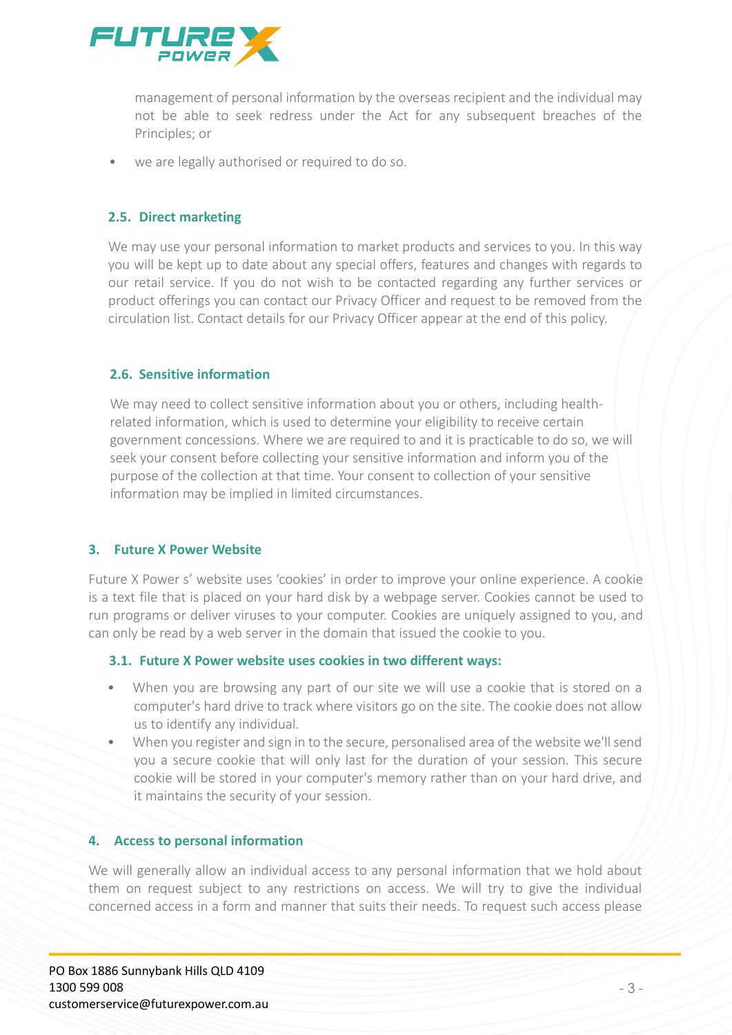management of personal information by the overseas recipient and the individual may not be able to seek redress under the Act for any subsequent breaches of the Principles; or

- we are legally authorised or required to do so.

### 2.5. Direct marketing

We may use your personal information to market products and services to you. In this way you will be kept up to date about any special offers, features and changes with regards to our retail service. If you do not wish to be contacted regarding any further services or product offerings you can contact our Privacy Officer and request to be removed from the circulation list. Contact details for our Privacy Officer appear at the end of this policy.

### 2.6. Sensitive information

We may need to collect sensitive information about you or others, including health-related information, which is used to determine your eligibility to receive certain government concessions. Where we are required to and it is practicable to do so, we will seek your consent before collecting your sensitive information and inform you of the purpose of the collection at that time. Your consent to collection of your sensitive information may be implied in limited circumstances.

## 3. Future X Power Website

Future X Power s' website uses 'cookies' in order to improve your online experience. A cookie is a text file that is placed on your hard disk by a webpage server. Cookies cannot be used to run programs or deliver viruses to your computer. Cookies are uniquely assigned to you, and can only be read by a web server in the domain that issued the cookie to you.

### 3.1. Future X Power website uses cookies in two different ways:

- When you are browsing any part of our site we will use a cookie that is stored on a computer's hard drive to track where visitors go on the site. The cookie does not allow us to identify any individual.
- When you register and sign in to the secure, personalised area of the website we'll send you a secure cookie that will only last for the duration of your session. This secure cookie will be stored in your computer's memory rather than on your hard drive, and it maintains the security of your session.

## 4. Access to personal information

We will generally allow an individual access to any personal information that we hold about them on request subject to any restrictions on access. We will try to give the individual concerned access in a form and manner that suits their needs. To request such access please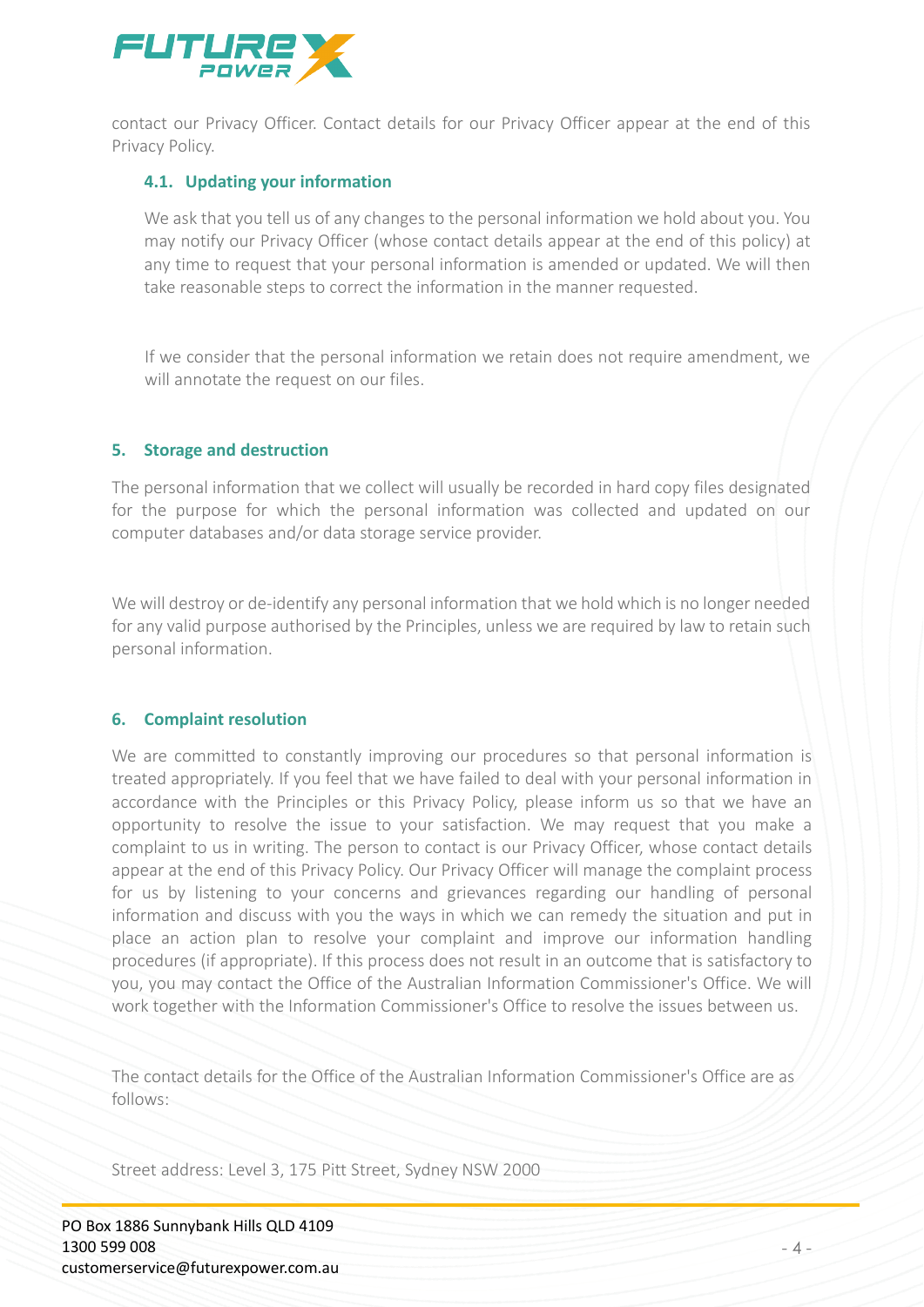contact our Privacy Officer. Contact details for our Privacy Officer appear at the end of this Privacy Policy.

### 4.1. Updating your information

We ask that you tell us of any changes to the personal information we hold about you. You may notify our Privacy Officer (whose contact details appear at the end of this policy) at any time to request that your personal information is amended or updated. We will then take reasonable steps to correct the information in the manner requested.

If we consider that the personal information we retain does not require amendment, we will annotate the request on our files.

## 5. Storage and destruction

The personal information that we collect will usually be recorded in hard copy files designated for the purpose for which the personal information was collected and updated on our computer databases and/or data storage service provider.

We will destroy or de-identify any personal information that we hold which is no longer needed for any valid purpose authorised by the Principles, unless we are required by law to retain such personal information.

## 6. Complaint resolution

We are committed to constantly improving our procedures so that personal information is treated appropriately. If you feel that we have failed to deal with your personal information in accordance with the Principles or this Privacy Policy, please inform us so that we have an opportunity to resolve the issue to your satisfaction. We may request that you make a complaint to us in writing. The person to contact is our Privacy Officer, whose contact details appear at the end of this Privacy Policy. Our Privacy Officer will manage the complaint process for us by listening to your concerns and grievances regarding our handling of personal information and discuss with you the ways in which we can remedy the situation and put in place an action plan to resolve your complaint and improve our information handling procedures (if appropriate). If this process does not result in an outcome that is satisfactory to you, you may contact the Office of the Australian Information Commissioner's Office. We will work together with the Information Commissioner's Office to resolve the issues between us.

The contact details for the Office of the Australian Information Commissioner's Office are as follows:

Street address: Level 3, 175 Pitt Street, Sydney NSW 2000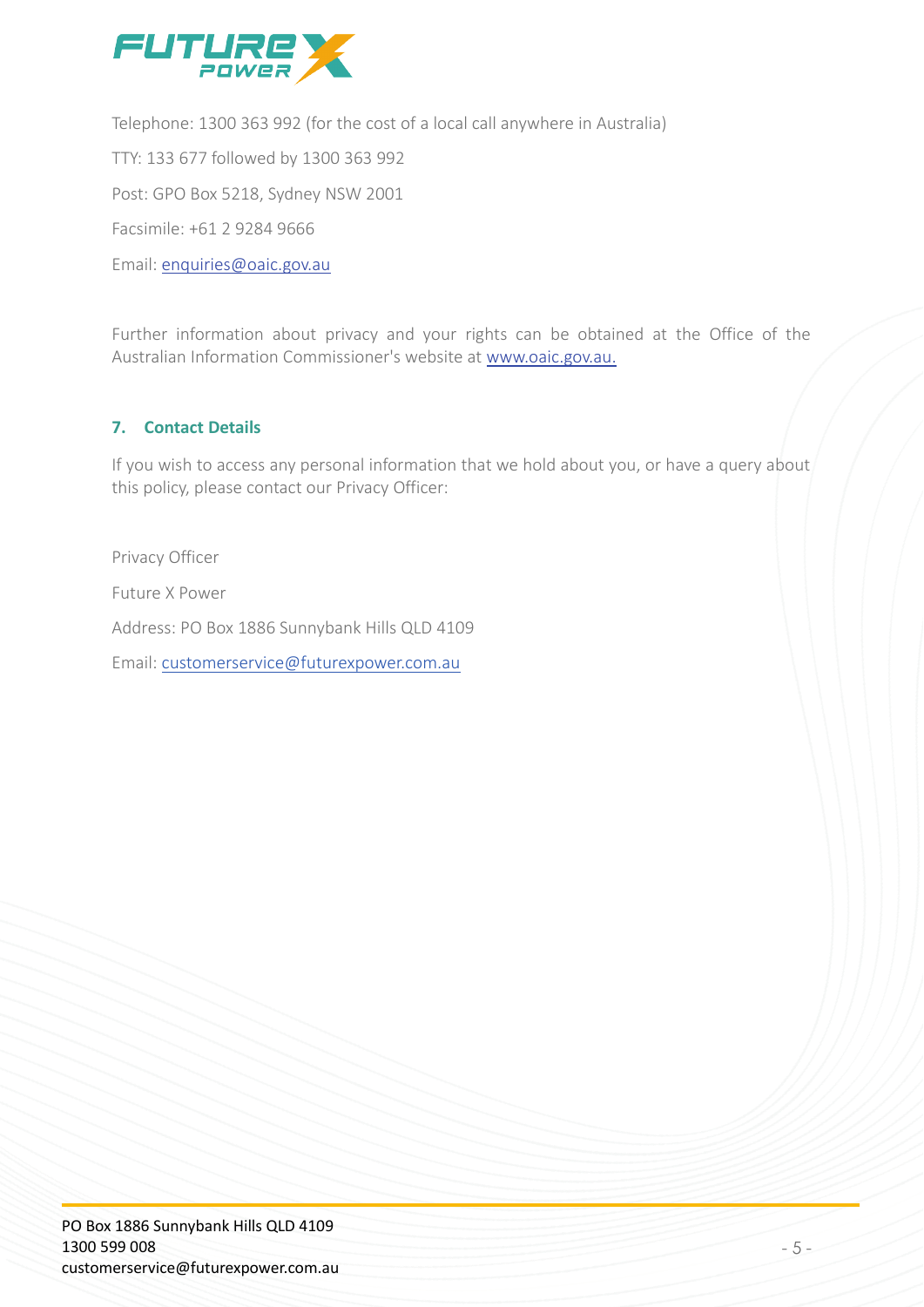Telephone: 1300 363 992 (for the cost of a local call anywhere in Australia)

TTY: 133 677 followed by 1300 363 992

Post: GPO Box 5218, Sydney NSW 2001

Facsimile: +61 2 9284 9666

Email: enquiries@oaic.gov.au

Further information about privacy and your rights can be obtained at the Office of the Australian Information Commissioner's website at www.oaic.gov.au.

## 7. Contact Details

If you wish to access any personal information that we hold about you, or have a query about this policy, please contact our Privacy Officer:

Privacy Officer

Future X Power

Address: PO Box 1886 Sunnybank Hills QLD 4109

Email: customerservice@futurexpower.com.au